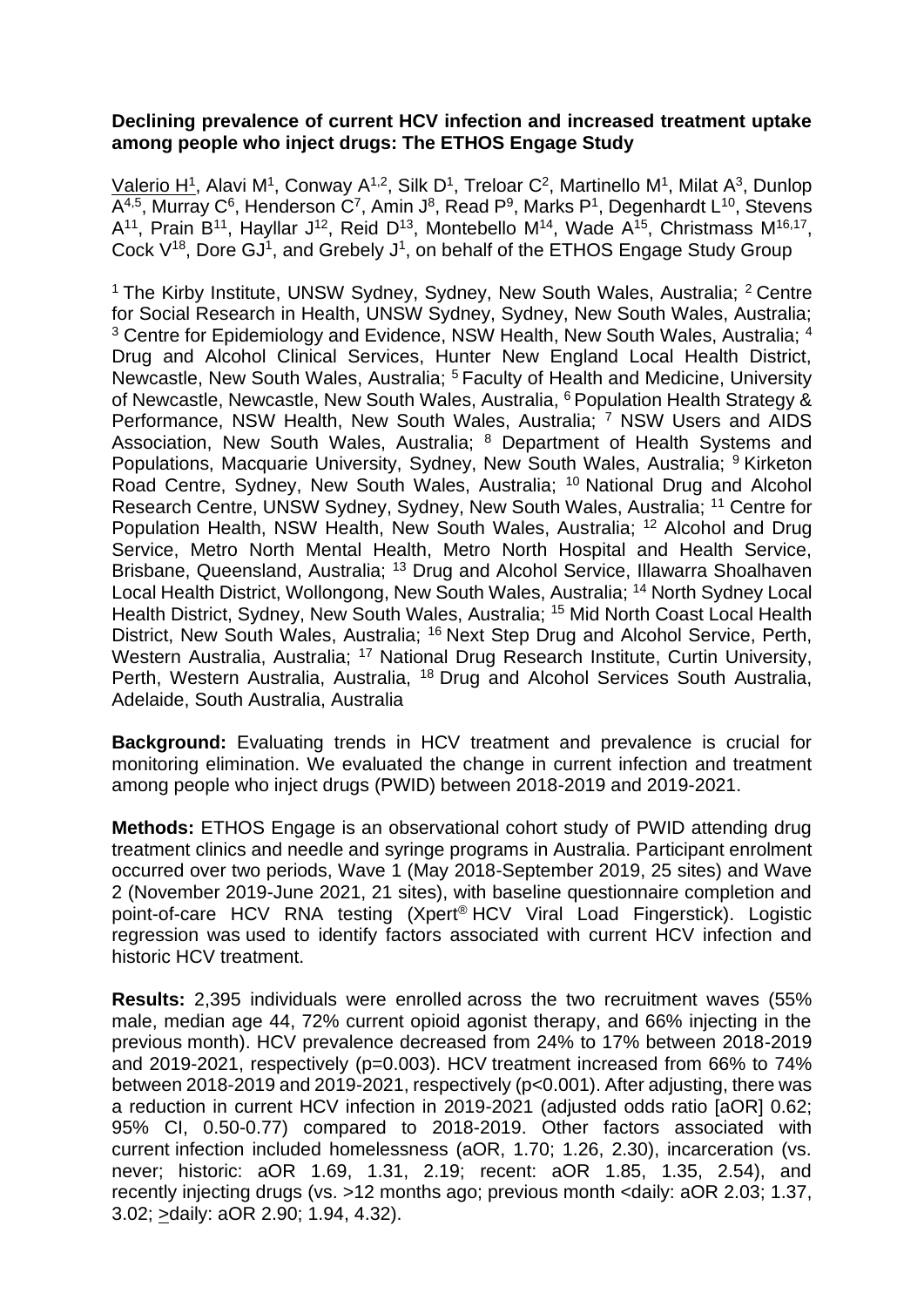**Declining prevalence of current HCV infection and increased treatment uptake among people who inject drugs: The ETHOS Engage Study**

Valerio H[1], Alavi M[1], Conway A[1,2], Silk D[1], Treloar C[2], Martinello M[1], Milat A[3], Dunlop A[4,5], Murray C[6], Henderson C[7], Amin J[8], Read P[9], Marks P[1], Degenhardt L[10], Stevens A[11], Prain B[11], Hayllar J[12], Reid D[13], Montebello M[14], Wade A[15], Christmass M[16,17], Cock V[18], Dore GJ[1], and Grebely J[1], on behalf of the ETHOS Engage Study Group

[1] The Kirby Institute, UNSW Sydney, Sydney, New South Wales, Australia; [2] Centre for Social Research in Health, UNSW Sydney, Sydney, New South Wales, Australia; [3] Centre for Epidemiology and Evidence, NSW Health, New South Wales, Australia; [4] Drug and Alcohol Clinical Services, Hunter New England Local Health District, Newcastle, New South Wales, Australia; [5] Faculty of Health and Medicine, University of Newcastle, Newcastle, New South Wales, Australia, [6] Population Health Strategy & Performance, NSW Health, New South Wales, Australia; [7] NSW Users and AIDS Association, New South Wales, Australia; [8] Department of Health Systems and Populations, Macquarie University, Sydney, New South Wales, Australia; [9] Kirketon Road Centre, Sydney, New South Wales, Australia; [10] National Drug and Alcohol Research Centre, UNSW Sydney, Sydney, New South Wales, Australia; [11] Centre for Population Health, NSW Health, New South Wales, Australia; [12] Alcohol and Drug Service, Metro North Mental Health, Metro North Hospital and Health Service, Brisbane, Queensland, Australia; [13] Drug and Alcohol Service, Illawarra Shoalhaven Local Health District, Wollongong, New South Wales, Australia; [14] North Sydney Local Health District, Sydney, New South Wales, Australia; [15] Mid North Coast Local Health District, New South Wales, Australia; [16] Next Step Drug and Alcohol Service, Perth, Western Australia, Australia; [17] National Drug Research Institute, Curtin University, Perth, Western Australia, Australia, [18] Drug and Alcohol Services South Australia, Adelaide, South Australia, Australia

**Background:** Evaluating trends in HCV treatment and prevalence is crucial for monitoring elimination. We evaluated the change in current infection and treatment among people who inject drugs (PWID) between 2018-2019 and 2019-2021.

**Methods:** ETHOS Engage is an observational cohort study of PWID attending drug treatment clinics and needle and syringe programs in Australia. Participant enrolment occurred over two periods, Wave 1 (May 2018-September 2019, 25 sites) and Wave 2 (November 2019-June 2021, 21 sites), with baseline questionnaire completion and point-of-care HCV RNA testing (Xpert® HCV Viral Load Fingerstick). Logistic regression was used to identify factors associated with current HCV infection and historic HCV treatment.

**Results:** 2,395 individuals were enrolled across the two recruitment waves (55% male, median age 44, 72% current opioid agonist therapy, and 66% injecting in the previous month). HCV prevalence decreased from 24% to 17% between 2018-2019 and 2019-2021, respectively ($p=0.003$). HCV treatment increased from 66% to 74% between 2018-2019 and 2019-2021, respectively ($p<0.001$). After adjusting, there was a reduction in current HCV infection in 2019-2021 (adjusted odds ratio [aOR] 0.62; 95% CI, 0.50-0.77) compared to 2018-2019. Other factors associated with current infection included homelessness (aOR, 1.70; 1.26, 2.30), incarceration (vs. never; historic: aOR 1.69, 1.31, 2.19; recent: aOR 1.85, 1.35, 2.54), and recently injecting drugs (vs. >12 months ago; previous month <daily: aOR 2.03; 1.37, 3.02; ≥daily: aOR 2.90; 1.94, 4.32).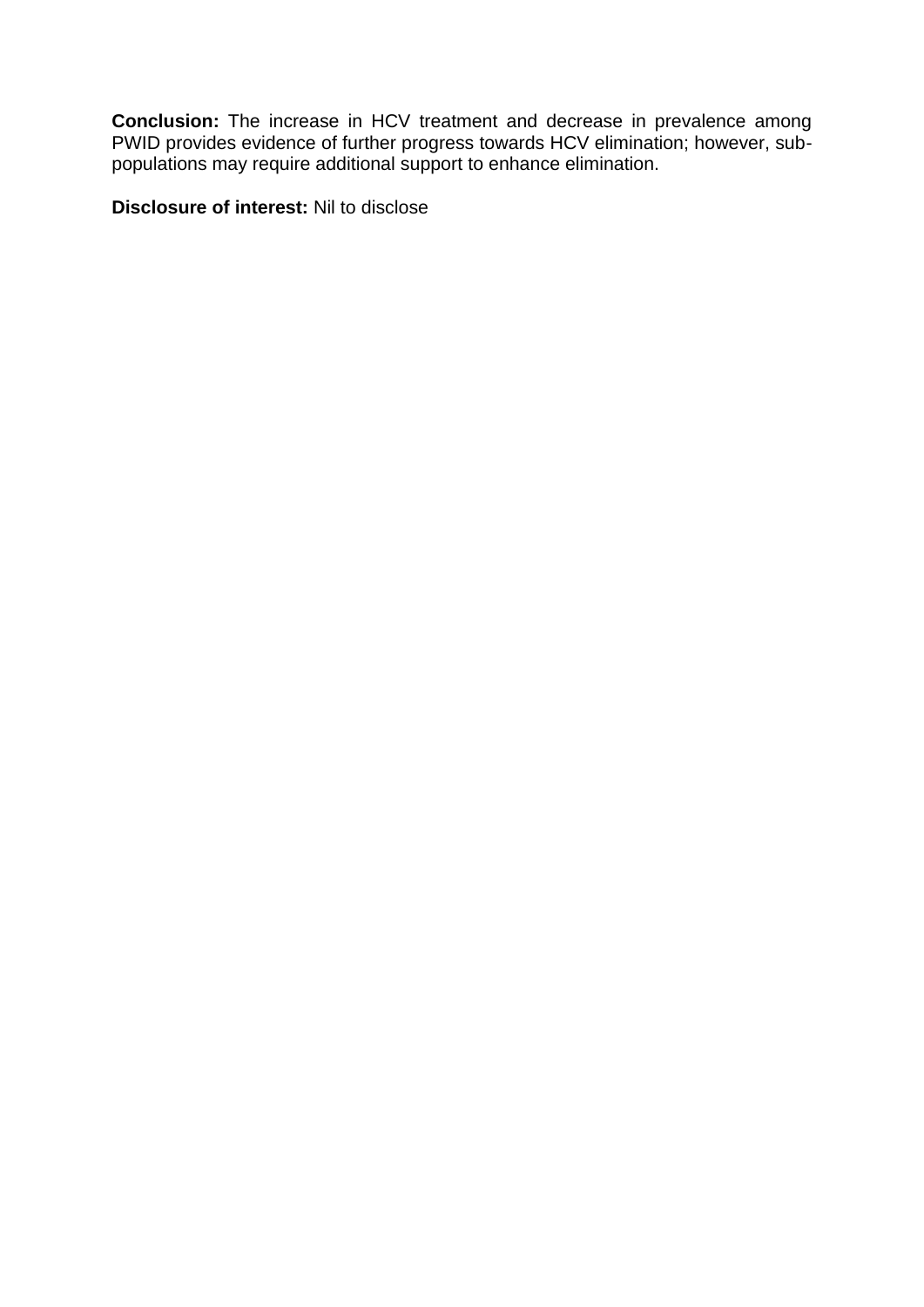**Conclusion:** The increase in HCV treatment and decrease in prevalence among PWID provides evidence of further progress towards HCV elimination; however, sub-populations may require additional support to enhance elimination.

**Disclosure of interest:** Nil to disclose